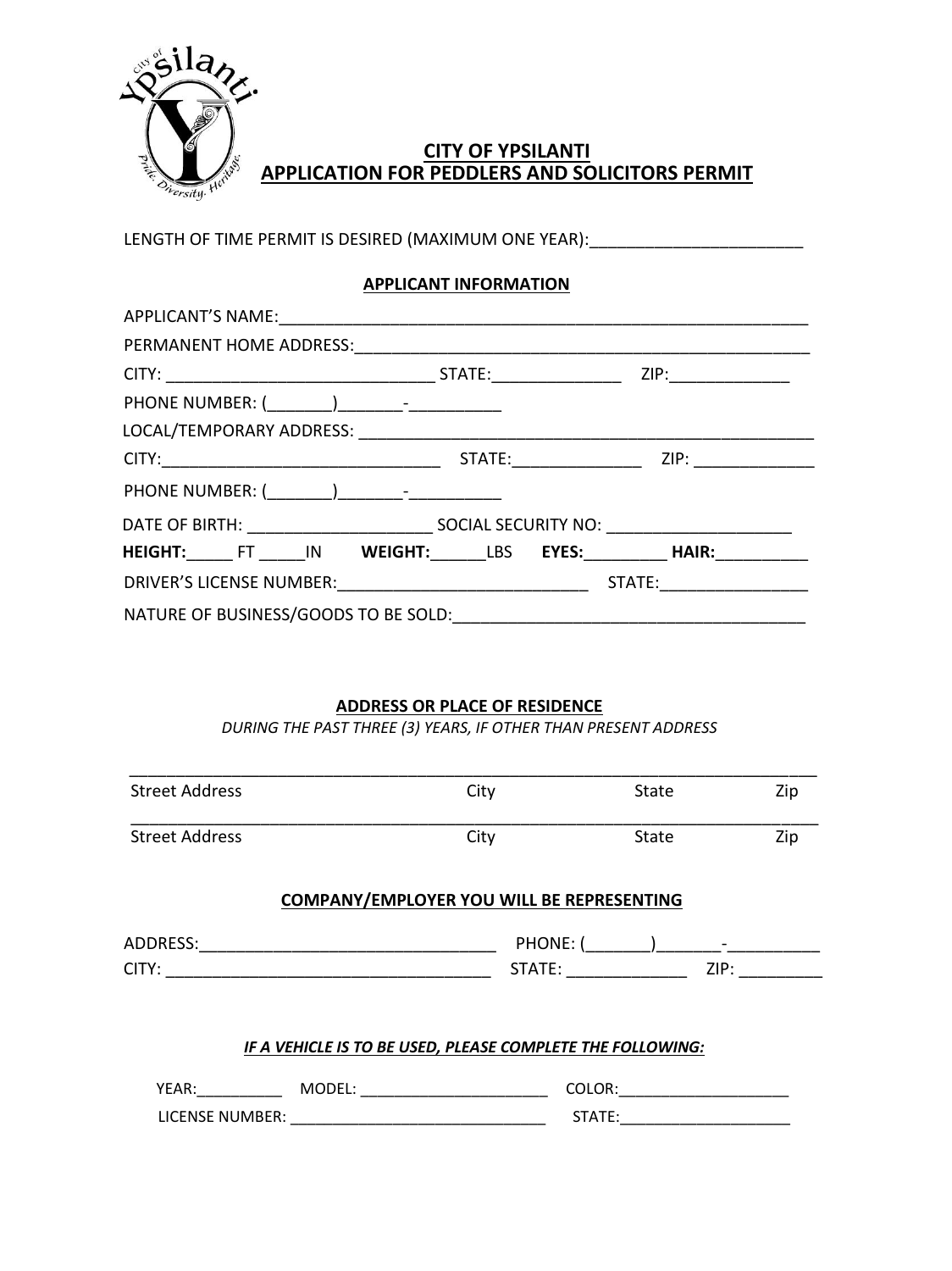# CITY OF YPSILANTI
## APPLICATION FOR PEDDLERS AND SOLICITORS PERMIT

LENGTH OF TIME PERMIT IS DESIRED (MAXIMUM ONE YEAR):_______________________

### APPLICANT INFORMATION

APPLICANT'S NAME:___________________________________________________________

PERMANENT HOME ADDRESS:__________________________________________________

CITY: _____________________________ STATE:______________ ZIP:_____________

PHONE NUMBER: (_______)_______-__________

LOCAL/TEMPORARY ADDRESS: _________________________________________________

CITY:______________________________ STATE:______________ ZIP: _____________

PHONE NUMBER: (_______)_______-__________

DATE OF BIRTH: ____________________ SOCIAL SECURITY NO: ____________________

**HEIGHT:**_____ FT _____IN **WEIGHT:**______LBS **EYES:**_________ **HAIR:**__________

DRIVER'S LICENSE NUMBER:___________________________ STATE:________________

NATURE OF BUSINESS/GOODS TO BE SOLD:______________________________________

### ADDRESS OR PLACE OF RESIDENCE

*DURING THE PAST THREE (3) YEARS, IF OTHER THAN PRESENT ADDRESS*

______________________________________________________________________________
Street Address City State Zip

______________________________________________________________________________
Street Address City State Zip

### COMPANY/EMPLOYER YOU WILL BE REPRESENTING

ADDRESS:_________________________________ PHONE: (_______)_______-__________

CITY: ___________________________________ STATE: _____________ ZIP: _________

***IF A VEHICLE IS TO BE USED, PLEASE COMPLETE THE FOLLOWING:***

YEAR:__________ MODEL: ______________________ COLOR:____________________

LICENSE NUMBER: _____________________________ STATE:____________________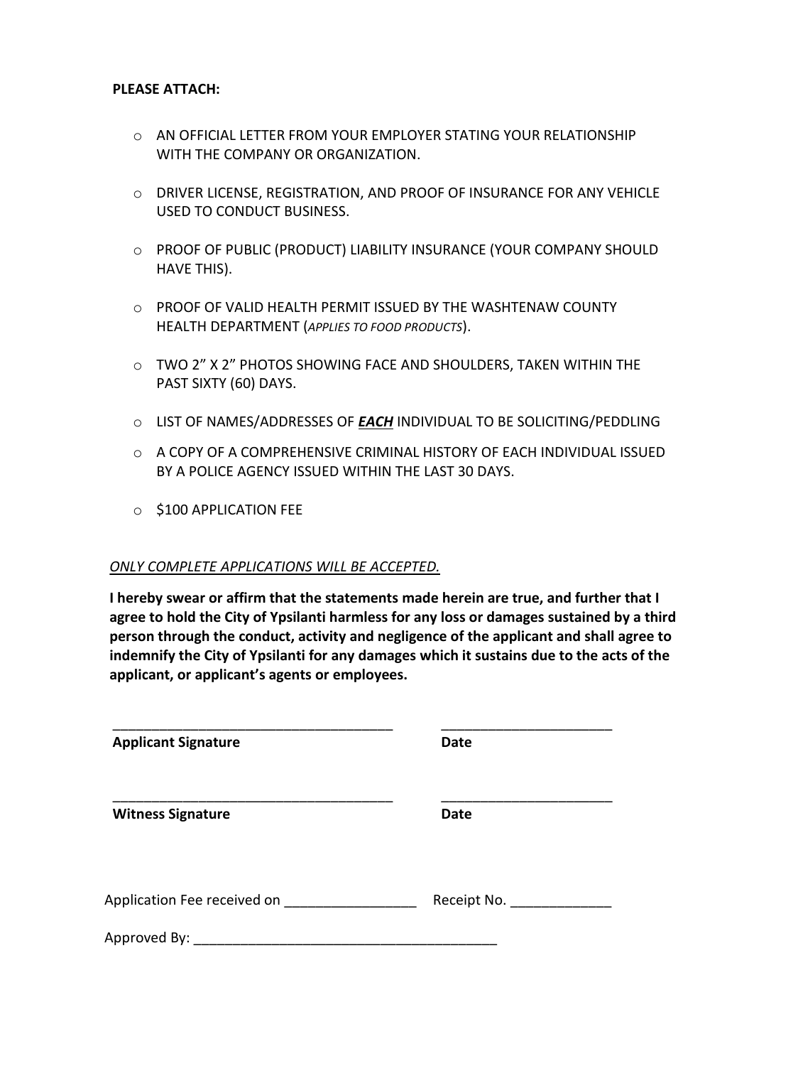**PLEASE ATTACH:**

- AN OFFICIAL LETTER FROM YOUR EMPLOYER STATING YOUR RELATIONSHIP WITH THE COMPANY OR ORGANIZATION.
- DRIVER LICENSE, REGISTRATION, AND PROOF OF INSURANCE FOR ANY VEHICLE USED TO CONDUCT BUSINESS.
- PROOF OF PUBLIC (PRODUCT) LIABILITY INSURANCE (YOUR COMPANY SHOULD HAVE THIS).
- PROOF OF VALID HEALTH PERMIT ISSUED BY THE WASHTENAW COUNTY HEALTH DEPARTMENT (*APPLIES TO FOOD PRODUCTS*).
- TWO 2" X 2" PHOTOS SHOWING FACE AND SHOULDERS, TAKEN WITHIN THE PAST SIXTY (60) DAYS.
- LIST OF NAMES/ADDRESSES OF ***<u>EACH</u>*** INDIVIDUAL TO BE SOLICITING/PEDDLING
- A COPY OF A COMPREHENSIVE CRIMINAL HISTORY OF EACH INDIVIDUAL ISSUED BY A POLICE AGENCY ISSUED WITHIN THE LAST 30 DAYS.
- $100 APPLICATION FEE

*<u>ONLY COMPLETE APPLICATIONS WILL BE ACCEPTED.</u>*

**I hereby swear or affirm that the statements made herein are true, and further that I agree to hold the City of Ypsilanti harmless for any loss or damages sustained by a third person through the conduct, activity and negligence of the applicant and shall agree to indemnify the City of Ypsilanti for any damages which it sustains due to the acts of the applicant, or applicant's agents or employees.**

_____________________________________ _______________________

**Applicant Signature** **Date**

_____________________________________ _______________________

**Witness Signature** **Date**

Application Fee received on _________________ Receipt No. _____________

Approved By: _______________________________________